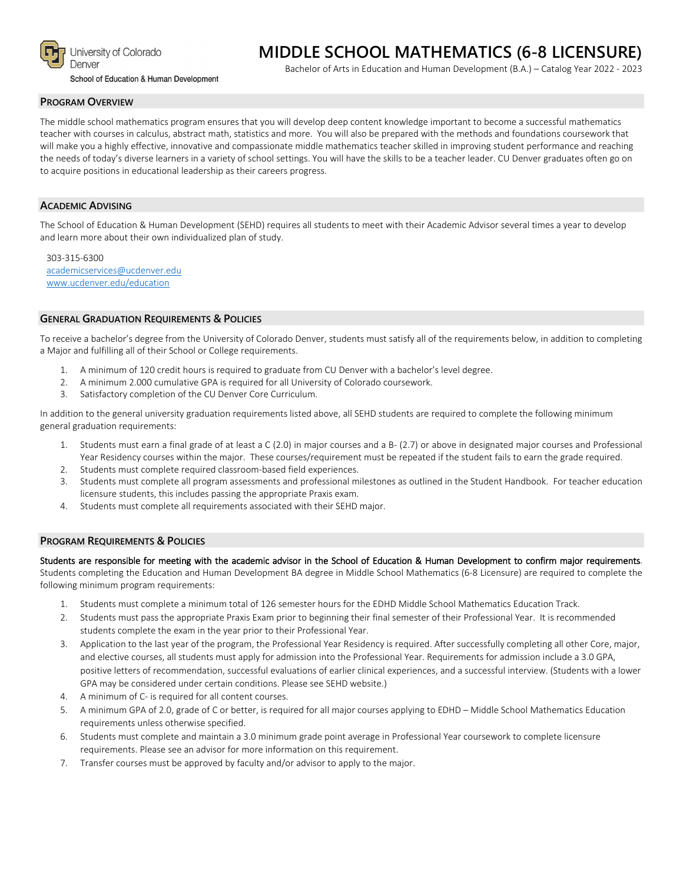University of Colorado Denver
School of Education & Human Development

# MIDDLE SCHOOL MATHEMATICS (6-8 LICENSURE)

Bachelor of Arts in Education and Human Development (B.A.) – Catalog Year 2022 - 2023

## PROGRAM OVERVIEW

The middle school mathematics program ensures that you will develop deep content knowledge important to become a successful mathematics teacher with courses in calculus, abstract math, statistics and more. You will also be prepared with the methods and foundations coursework that will make you a highly effective, innovative and compassionate middle mathematics teacher skilled in improving student performance and reaching the needs of today's diverse learners in a variety of school settings. You will have the skills to be a teacher leader. CU Denver graduates often go on to acquire positions in educational leadership as their careers progress.

## ACADEMIC ADVISING

The School of Education & Human Development (SEHD) requires all students to meet with their Academic Advisor several times a year to develop and learn more about their own individualized plan of study.

303-315-6300
academicservices@ucdenver.edu
www.ucdenver.edu/education

## GENERAL GRADUATION REQUIREMENTS & POLICIES

To receive a bachelor's degree from the University of Colorado Denver, students must satisfy all of the requirements below, in addition to completing a Major and fulfilling all of their School or College requirements.

1. A minimum of 120 credit hours is required to graduate from CU Denver with a bachelor's level degree.
2. A minimum 2.000 cumulative GPA is required for all University of Colorado coursework.
3. Satisfactory completion of the CU Denver Core Curriculum.

In addition to the general university graduation requirements listed above, all SEHD students are required to complete the following minimum general graduation requirements:

1. Students must earn a final grade of at least a C (2.0) in major courses and a B- (2.7) or above in designated major courses and Professional Year Residency courses within the major. These courses/requirement must be repeated if the student fails to earn the grade required.
2. Students must complete required classroom-based field experiences.
3. Students must complete all program assessments and professional milestones as outlined in the Student Handbook. For teacher education licensure students, this includes passing the appropriate Praxis exam.
4. Students must complete all requirements associated with their SEHD major.

## PROGRAM REQUIREMENTS & POLICIES

**Students are responsible for meeting with the academic advisor in the School of Education & Human Development to confirm major requirements.** Students completing the Education and Human Development BA degree in Middle School Mathematics (6-8 Licensure) are required to complete the following minimum program requirements:

1. Students must complete a minimum total of 126 semester hours for the EDHD Middle School Mathematics Education Track.
2. Students must pass the appropriate Praxis Exam prior to beginning their final semester of their Professional Year. It is recommended students complete the exam in the year prior to their Professional Year.
3. Application to the last year of the program, the Professional Year Residency is required. After successfully completing all other Core, major, and elective courses, all students must apply for admission into the Professional Year. Requirements for admission include a 3.0 GPA, positive letters of recommendation, successful evaluations of earlier clinical experiences, and a successful interview. (Students with a lower GPA may be considered under certain conditions. Please see SEHD website.)
4. A minimum of C- is required for all content courses.
5. A minimum GPA of 2.0, grade of C or better, is required for all major courses applying to EDHD – Middle School Mathematics Education requirements unless otherwise specified.
6. Students must complete and maintain a 3.0 minimum grade point average in Professional Year coursework to complete licensure requirements. Please see an advisor for more information on this requirement.
7. Transfer courses must be approved by faculty and/or advisor to apply to the major.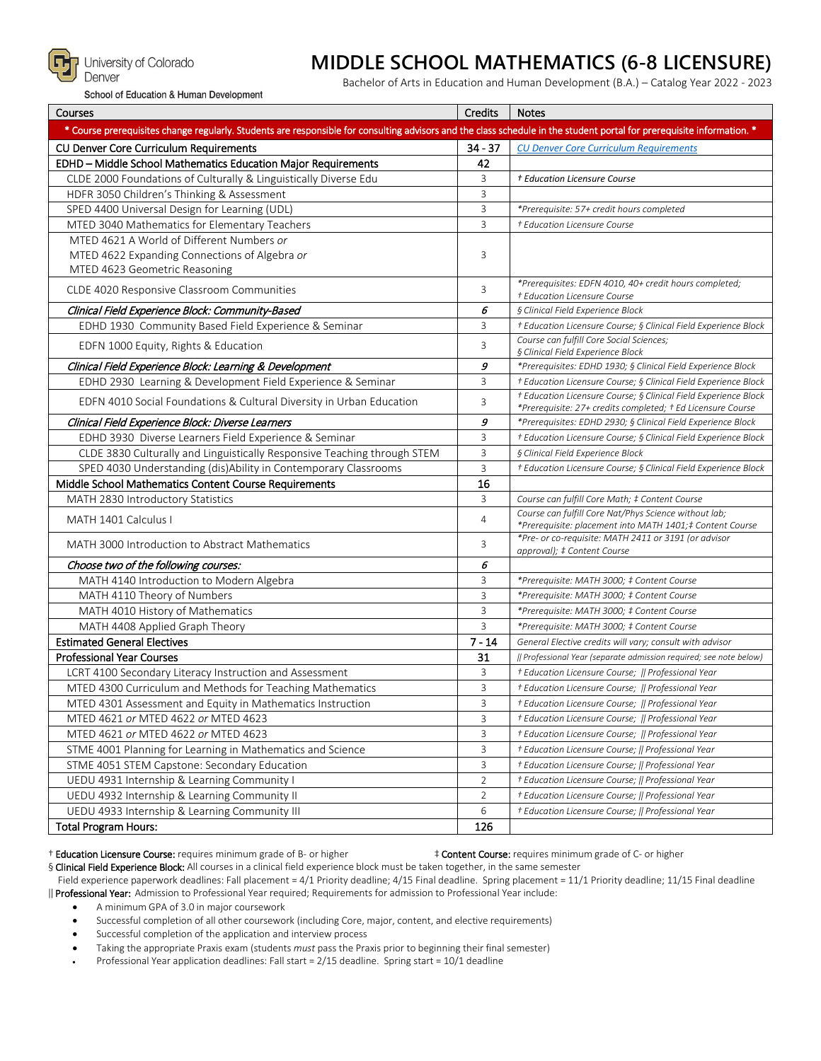University of Colorado Denver

School of Education & Human Development

# MIDDLE SCHOOL MATHEMATICS (6-8 LICENSURE)

Bachelor of Arts in Education and Human Development (B.A.) – Catalog Year 2022 - 2023

| Courses | Credits | Notes |
|---|---|---|
| * Course prerequisites change regularly. Students are responsible for consulting advisors and the class schedule in the student portal for prerequisite information. * | | |
| CU Denver Core Curriculum Requirements | 34 - 37 | CU Denver Core Curriculum Requirements |
| EDHD – Middle School Mathematics Education Major Requirements | 42 | |
| CLDE 2000 Foundations of Culturally & Linguistically Diverse Edu | 3 | *† Education Licensure Course* |
| HDFR 3050 Children's Thinking & Assessment | 3 | |
| SPED 4400 Universal Design for Learning (UDL) | 3 | **Prerequisite: 57+ credit hours completed* |
| MTED 3040 Mathematics for Elementary Teachers | 3 | *† Education Licensure Course* |
| MTED 4621 A World of Different Numbers *or* MTED 4622 Expanding Connections of Algebra *or* MTED 4623 Geometric Reasoning | 3 | |
| CLDE 4020 Responsive Classroom Communities | 3 | **Prerequisites: EDFN 4010, 40+ credit hours completed; † Education Licensure Course* |
| *Clinical Field Experience Block: Community-Based* | *6* | *§ Clinical Field Experience Block* |
| EDHD 1930 Community Based Field Experience & Seminar | 3 | *† Education Licensure Course; § Clinical Field Experience Block* |
| EDFN 1000 Equity, Rights & Education | 3 | *Course can fulfill Core Social Sciences; § Clinical Field Experience Block* |
| *Clinical Field Experience Block: Learning & Development* | *9* | **Prerequisites: EDHD 1930; § Clinical Field Experience Block* |
| EDHD 2930 Learning & Development Field Experience & Seminar | 3 | *† Education Licensure Course; § Clinical Field Experience Block* |
| EDFN 4010 Social Foundations & Cultural Diversity in Urban Education | 3 | *† Education Licensure Course; § Clinical Field Experience Block *Prerequisite: 27+ credits completed; † Ed Licensure Course* |
| *Clinical Field Experience Block: Diverse Learners* | *9* | **Prerequisites: EDHD 2930; § Clinical Field Experience Block* |
| EDHD 3930 Diverse Learners Field Experience & Seminar | 3 | *† Education Licensure Course; § Clinical Field Experience Block* |
| CLDE 3830 Culturally and Linguistically Responsive Teaching through STEM | 3 | *§ Clinical Field Experience Block* |
| SPED 4030 Understanding (dis)Ability in Contemporary Classrooms | 3 | *† Education Licensure Course; § Clinical Field Experience Block* |
| Middle School Mathematics Content Course Requirements | 16 | |
| MATH 2830 Introductory Statistics | 3 | *Course can fulfill Core Math; ‡ Content Course* |
| MATH 1401 Calculus I | 4 | *Course can fulfill Core Nat/Phys Science without lab; *Prerequisite: placement into MATH 1401;‡ Content Course* |
| MATH 3000 Introduction to Abstract Mathematics | 3 | **Pre- or co-requisite: MATH 2411 or 3191 (or advisor approval); ‡ Content Course* |
| *Choose two of the following courses:* | *6* | |
| MATH 4140 Introduction to Modern Algebra | 3 | **Prerequisite: MATH 3000; ‡ Content Course* |
| MATH 4110 Theory of Numbers | 3 | **Prerequisite: MATH 3000; ‡ Content Course* |
| MATH 4010 History of Mathematics | 3 | **Prerequisite: MATH 3000; ‡ Content Course* |
| MATH 4408 Applied Graph Theory | 3 | **Prerequisite: MATH 3000; ‡ Content Course* |
| Estimated General Electives | 7 - 14 | *General Elective credits will vary; consult with advisor* |
| Professional Year Courses | 31 | *‖ Professional Year (separate admission required; see note below)* |
| LCRT 4100 Secondary Literacy Instruction and Assessment | 3 | *† Education Licensure Course; ‖ Professional Year* |
| MTED 4300 Curriculum and Methods for Teaching Mathematics | 3 | *† Education Licensure Course; ‖ Professional Year* |
| MTED 4301 Assessment and Equity in Mathematics Instruction | 3 | *† Education Licensure Course; ‖ Professional Year* |
| MTED 4621 *or* MTED 4622 *or* MTED 4623 | 3 | *† Education Licensure Course; ‖ Professional Year* |
| MTED 4621 *or* MTED 4622 *or* MTED 4623 | 3 | *† Education Licensure Course; ‖ Professional Year* |
| STME 4001 Planning for Learning in Mathematics and Science | 3 | *† Education Licensure Course; ‖ Professional Year* |
| STME 4051 STEM Capstone: Secondary Education | 3 | *† Education Licensure Course; ‖ Professional Year* |
| UEDU 4931 Internship & Learning Community I | 2 | *† Education Licensure Course; ‖ Professional Year* |
| UEDU 4932 Internship & Learning Community II | 2 | *† Education Licensure Course; ‖ Professional Year* |
| UEDU 4933 Internship & Learning Community III | 6 | *† Education Licensure Course; ‖ Professional Year* |
| Total Program Hours: | 126 | |

† **Education Licensure Course:** requires minimum grade of B- or higher

‡ **Content Course:** requires minimum grade of C- or higher

§ **Clinical Field Experience Block:** All courses in a clinical field experience block must be taken together, in the same semester

Field experience paperwork deadlines: Fall placement = 4/1 Priority deadline; 4/15 Final deadline. Spring placement = 11/1 Priority deadline; 11/15 Final deadline

‖ **Professional Year:** Admission to Professional Year required; Requirements for admission to Professional Year include:

- A minimum GPA of 3.0 in major coursework
- Successful completion of all other coursework (including Core, major, content, and elective requirements)
- Successful completion of the application and interview process
- Taking the appropriate Praxis exam (students *must* pass the Praxis prior to beginning their final semester)
- Professional Year application deadlines: Fall start = 2/15 deadline. Spring start = 10/1 deadline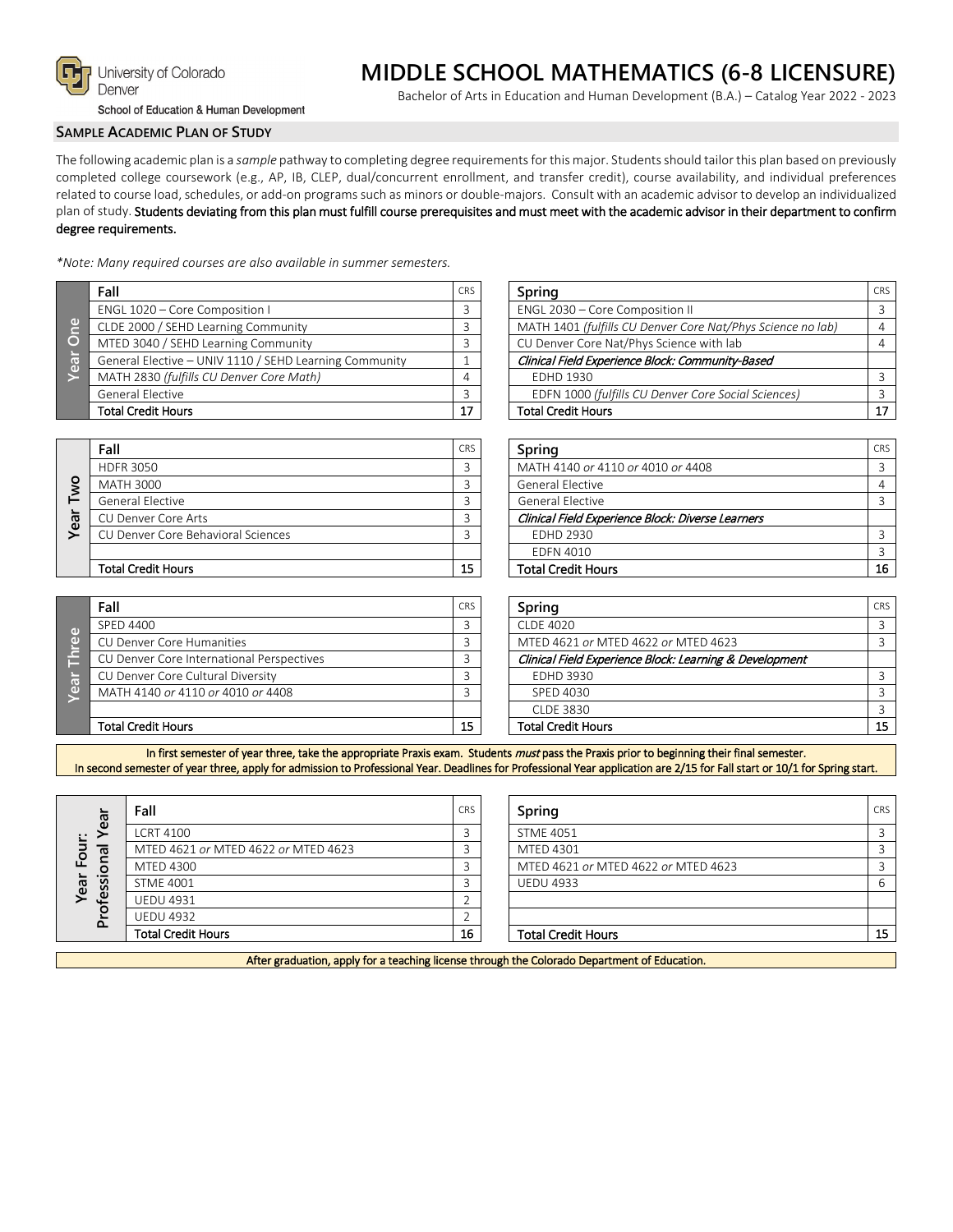University of Colorado Denver
School of Education & Human Development

# MIDDLE SCHOOL MATHEMATICS (6-8 LICENSURE)

Bachelor of Arts in Education and Human Development (B.A.) – Catalog Year 2022 - 2023

## SAMPLE ACADEMIC PLAN OF STUDY

The following academic plan is a *sample* pathway to completing degree requirements for this major. Students should tailor this plan based on previously completed college coursework (e.g., AP, IB, CLEP, dual/concurrent enrollment, and transfer credit), course availability, and individual preferences related to course load, schedules, or add-on programs such as minors or double-majors. Consult with an academic advisor to develop an individualized plan of study. **Students deviating from this plan must fulfill course prerequisites and must meet with the academic advisor in their department to confirm degree requirements.**

*\*Note: Many required courses are also available in summer semesters.*

### Year One

| Fall | CRS |
|---|---|
| ENGL 1020 – Core Composition I | 3 |
| CLDE 2000 / SEHD Learning Community | 3 |
| MTED 3040 / SEHD Learning Community | 3 |
| General Elective – UNIV 1110 / SEHD Learning Community | 1 |
| MATH 2830 *(fulfills CU Denver Core Math)* | 4 |
| General Elective | 3 |
| **Total Credit Hours** | **17** |

| Spring | CRS |
|---|---|
| ENGL 2030 – Core Composition II | 3 |
| MATH 1401 *(fulfills CU Denver Core Nat/Phys Science no lab)* | 4 |
| CU Denver Core Nat/Phys Science with lab | 4 |
| ***Clinical Field Experience Block: Community-Based*** | |
| EDHD 1930 | 3 |
| EDFN 1000 *(fulfills CU Denver Core Social Sciences)* | 3 |
| **Total Credit Hours** | **17** |

### Year Two

| Fall | CRS |
|---|---|
| HDFR 3050 | 3 |
| MATH 3000 | 3 |
| General Elective | 3 |
| CU Denver Core Arts | 3 |
| CU Denver Core Behavioral Sciences | 3 |
| | |
| **Total Credit Hours** | **15** |

| Spring | CRS |
|---|---|
| MATH 4140 *or* 4110 *or* 4010 *or* 4408 | 3 |
| General Elective | 4 |
| General Elective | 3 |
| ***Clinical Field Experience Block: Diverse Learners*** | |
| EDHD 2930 | 3 |
| EDFN 4010 | 3 |
| **Total Credit Hours** | **16** |

### Year Three

| Fall | CRS |
|---|---|
| SPED 4400 | 3 |
| CU Denver Core Humanities | 3 |
| CU Denver Core International Perspectives | 3 |
| CU Denver Core Cultural Diversity | 3 |
| MATH 4140 *or* 4110 *or* 4010 *or* 4408 | 3 |
| | |
| **Total Credit Hours** | **15** |

| Spring | CRS |
|---|---|
| CLDE 4020 | 3 |
| MTED 4621 *or* MTED 4622 *or* MTED 4623 | 3 |
| ***Clinical Field Experience Block: Learning & Development*** | |
| EDHD 3930 | 3 |
| SPED 4030 | 3 |
| CLDE 3830 | 3 |
| **Total Credit Hours** | **15** |

In first semester of year three, take the appropriate Praxis exam. Students *must* pass the Praxis prior to beginning their final semester.
In second semester of year three, apply for admission to Professional Year. Deadlines for Professional Year application are 2/15 for Fall start or 10/1 for Spring start.

### Year Four: Professional Year

| Fall | CRS |
|---|---|
| LCRT 4100 | 3 |
| MTED 4621 *or* MTED 4622 *or* MTED 4623 | 3 |
| MTED 4300 | 3 |
| STME 4001 | 3 |
| UEDU 4931 | 2 |
| UEDU 4932 | 2 |
| **Total Credit Hours** | **16** |

| Spring | CRS |
|---|---|
| STME 4051 | 3 |
| MTED 4301 | 3 |
| MTED 4621 *or* MTED 4622 *or* MTED 4623 | 3 |
| UEDU 4933 | 6 |
| | |
| | |
| **Total Credit Hours** | **15** |

After graduation, apply for a teaching license through the Colorado Department of Education.